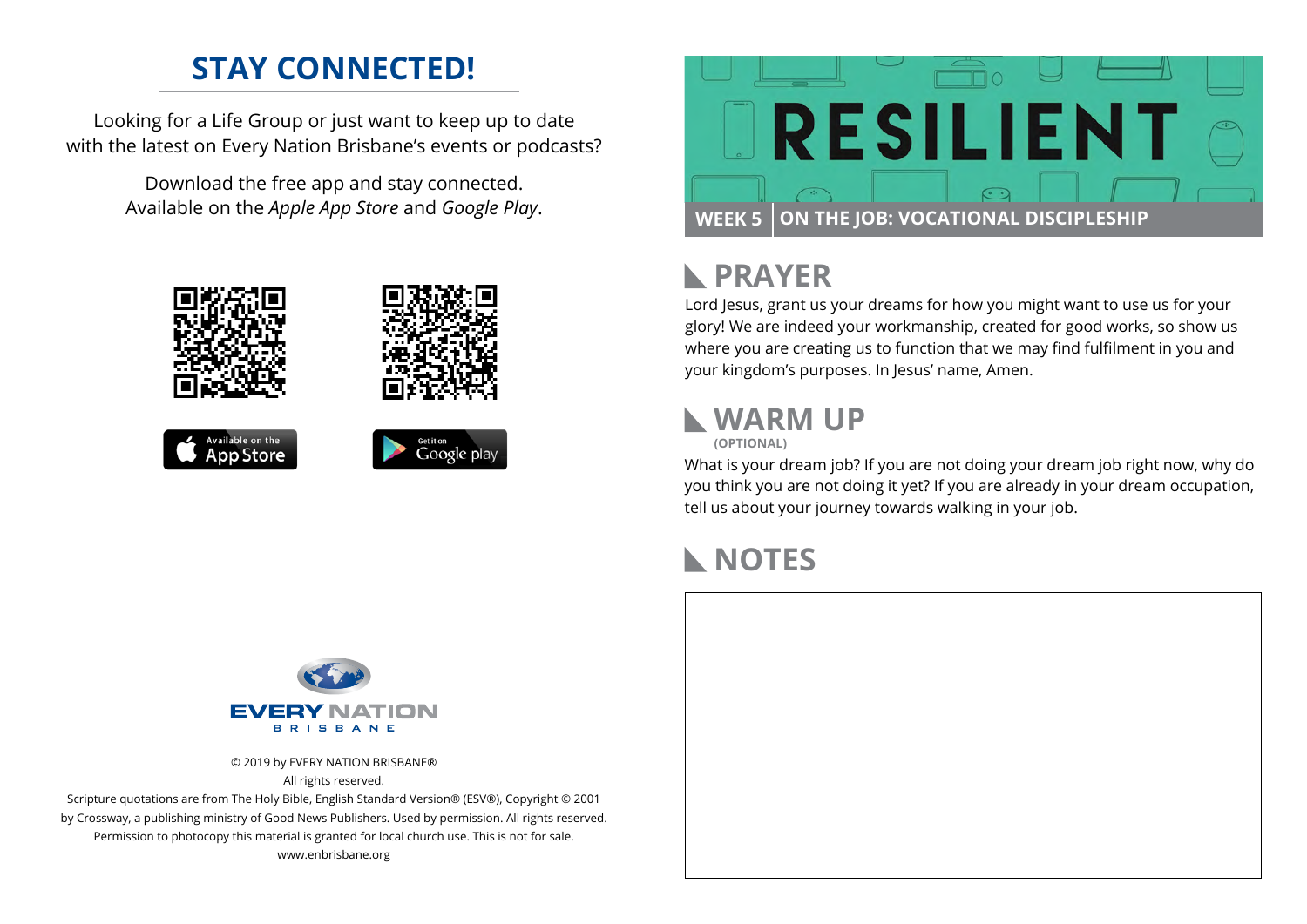## STAY CONNECTED!

Looking for a Life Group or just want to keep up to date with the latest on Every Nation Brisbane's events or podcasts?

Download the free app and stay connected. Available on the *Apple App Store* and *Google Play*.

Available on the App Store

Get it on Google play

EVERY NATION BRISBANE

© 2019 by EVERY NATION BRISBANE®
All rights reserved.
Scripture quotations are from The Holy Bible, English Standard Version® (ESV®), Copyright © 2001 by Crossway, a publishing ministry of Good News Publishers. Used by permission. All rights reserved.
Permission to photocopy this material is granted for local church use. This is not for sale.
www.enbrisbane.org

# RESILIENT

**WEEK 5 | ON THE JOB: VOCATIONAL DISCIPLESHIP**

## PRAYER

Lord Jesus, grant us your dreams for how you might want to use us for your glory! We are indeed your workmanship, created for good works, so show us where you are creating us to function that we may find fulfilment in you and your kingdom's purposes. In Jesus' name, Amen.

## WARM UP

**(OPTIONAL)**

What is your dream job? If you are not doing your dream job right now, why do you think you are not doing it yet? If you are already in your dream occupation, tell us about your journey towards walking in your job.

## NOTES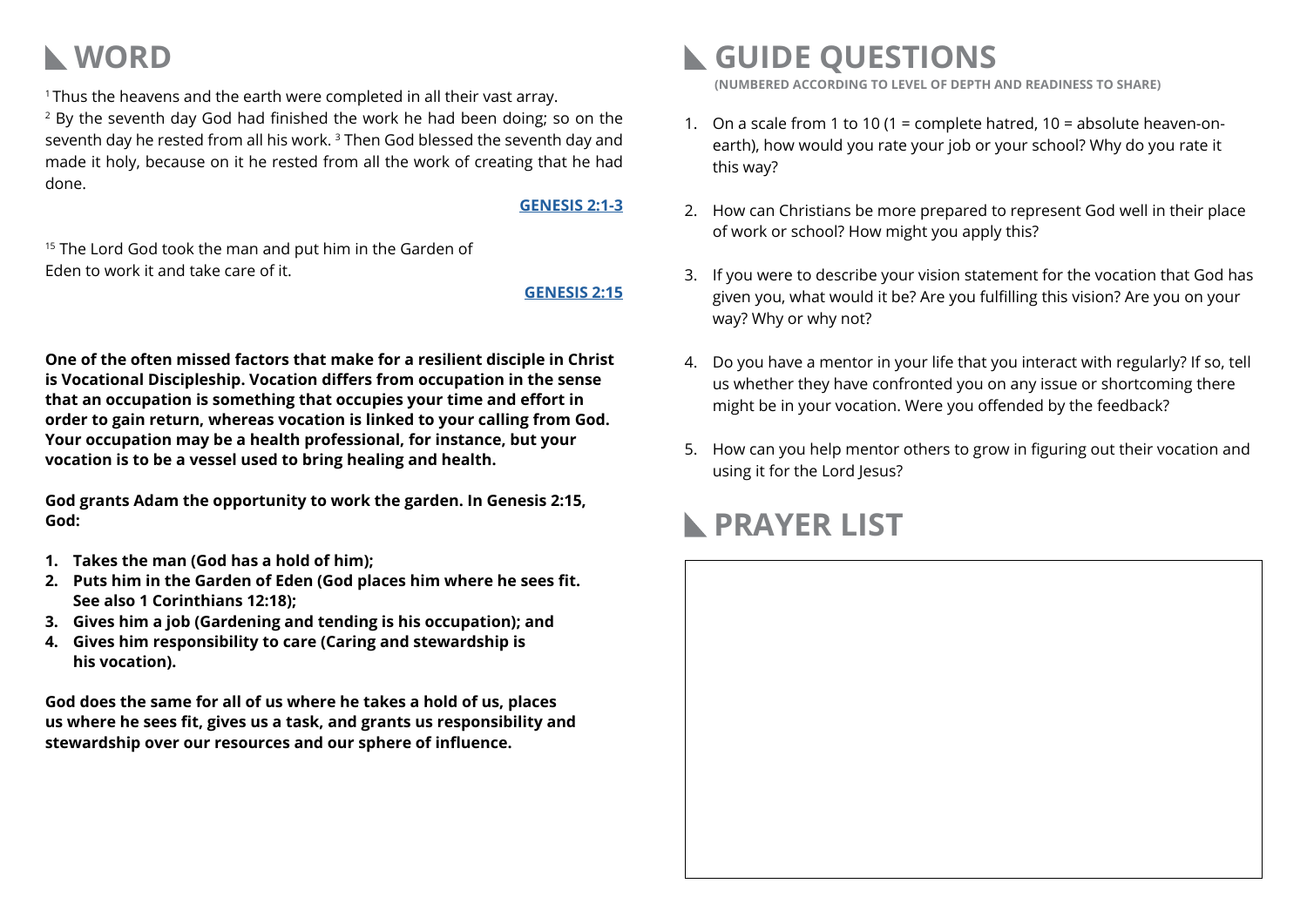## WORD

[1] Thus the heavens and the earth were completed in all their vast array.
[2] By the seventh day God had finished the work he had been doing; so on the seventh day he rested from all his work. [3] Then God blessed the seventh day and made it holy, because on it he rested from all the work of creating that he had done.

**GENESIS 2:1-3**

[15] The Lord God took the man and put him in the Garden of Eden to work it and take care of it.

**GENESIS 2:15**

**One of the often missed factors that make for a resilient disciple in Christ is Vocational Discipleship. Vocation differs from occupation in the sense that an occupation is something that occupies your time and effort in order to gain return, whereas vocation is linked to your calling from God. Your occupation may be a health professional, for instance, but your vocation is to be a vessel used to bring healing and health.**

**God grants Adam the opportunity to work the garden. In Genesis 2:15, God:**

1. **Takes the man (God has a hold of him);**
2. **Puts him in the Garden of Eden (God places him where he sees fit. See also 1 Corinthians 12:18);**
3. **Gives him a job (Gardening and tending is his occupation); and**
4. **Gives him responsibility to care (Caring and stewardship is his vocation).**

**God does the same for all of us where he takes a hold of us, places us where he sees fit, gives us a task, and grants us responsibility and stewardship over our resources and our sphere of influence.**

## GUIDE QUESTIONS

**(NUMBERED ACCORDING TO LEVEL OF DEPTH AND READINESS TO SHARE)**

1. On a scale from 1 to 10 (1 = complete hatred, 10 = absolute heaven-on-earth), how would you rate your job or your school? Why do you rate it this way?
2. How can Christians be more prepared to represent God well in their place of work or school? How might you apply this?
3. If you were to describe your vision statement for the vocation that God has given you, what would it be? Are you fulfilling this vision? Are you on your way? Why or why not?
4. Do you have a mentor in your life that you interact with regularly? If so, tell us whether they have confronted you on any issue or shortcoming there might be in your vocation. Were you offended by the feedback?
5. How can you help mentor others to grow in figuring out their vocation and using it for the Lord Jesus?

## PRAYER LIST